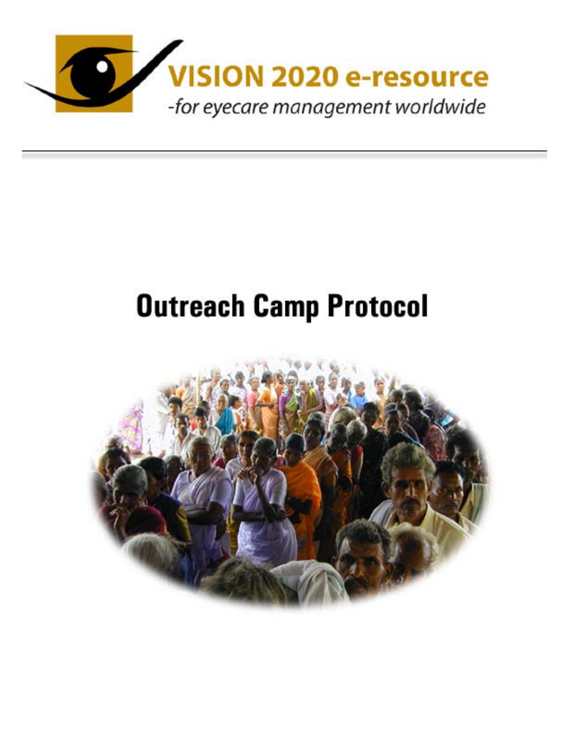VISION 2020 e-resource

*-for eyecare management worldwide*

# Outreach Camp Protocol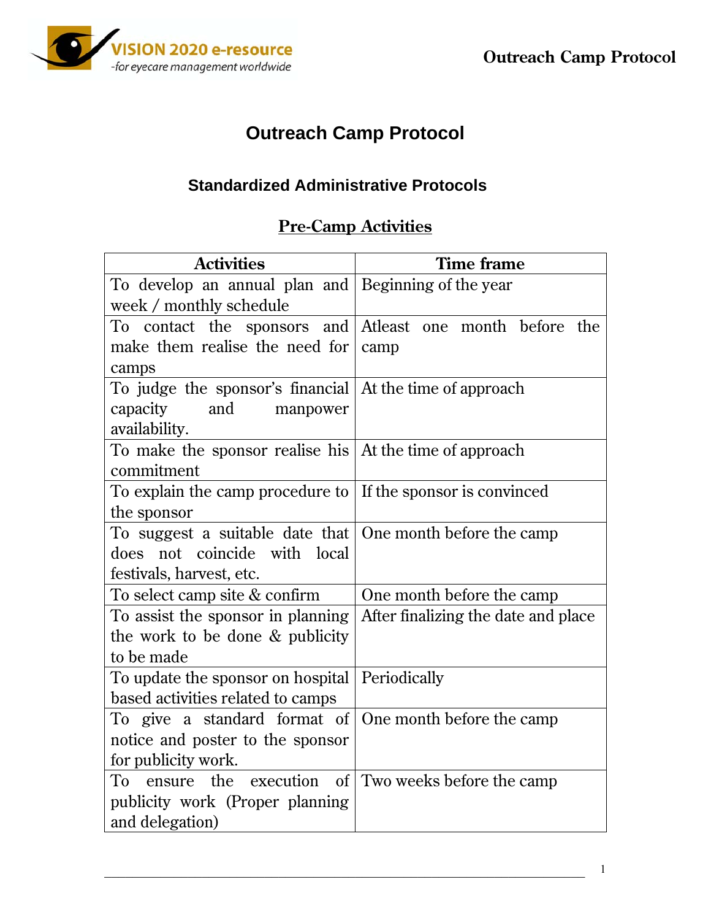# Outreach Camp Protocol

## Standardized Administrative Protocols

### Pre-Camp Activities

| Activities | Time frame |
|---|---|
| To develop an annual plan and week / monthly schedule | Beginning of the year |
| To contact the sponsors and make them realise the need for camps | Atleast one month before the camp |
| To judge the sponsor's financial capacity and manpower availability. | At the time of approach |
| To make the sponsor realise his commitment | At the time of approach |
| To explain the camp procedure to the sponsor | If the sponsor is convinced |
| To suggest a suitable date that does not coincide with local festivals, harvest, etc. | One month before the camp |
| To select camp site & confirm | One month before the camp |
| To assist the sponsor in planning the work to be done & publicity to be made | After finalizing the date and place |
| To update the sponsor on hospital based activities related to camps | Periodically |
| To give a standard format of notice and poster to the sponsor for publicity work. | One month before the camp |
| To ensure the execution of publicity work (Proper planning and delegation) | Two weeks before the camp |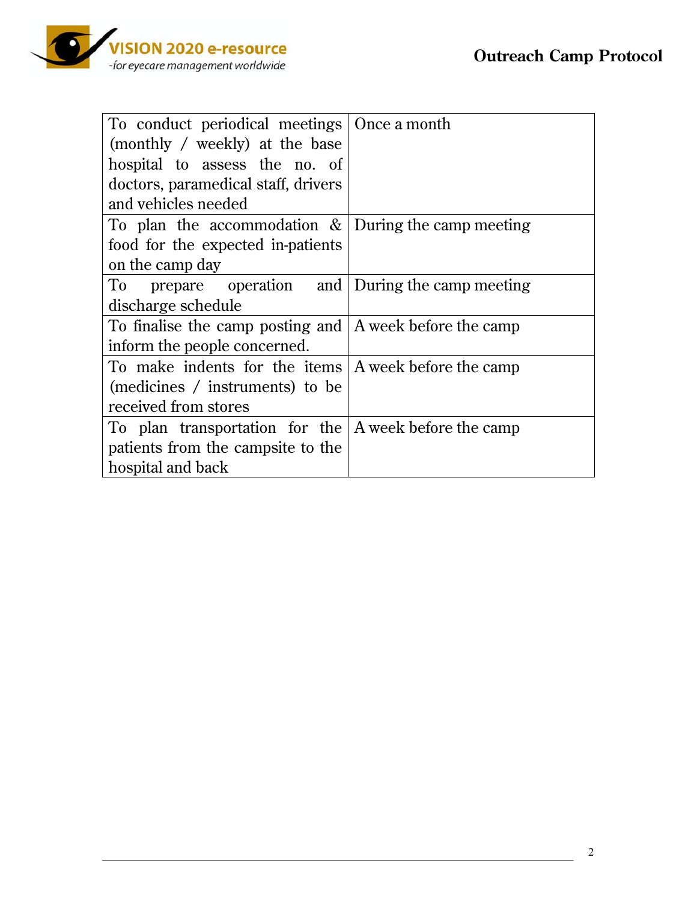| | |
|---|---|
| To conduct periodical meetings (monthly / weekly) at the base hospital to assess the no. of doctors, paramedical staff, drivers and vehicles needed | Once a month |
| To plan the accommodation & food for the expected in-patients on the camp day | During the camp meeting |
| To prepare operation and discharge schedule | During the camp meeting |
| To finalise the camp posting and inform the people concerned. | A week before the camp |
| To make indents for the items (medicines / instruments) to be received from stores | A week before the camp |
| To plan transportation for the patients from the campsite to the hospital and back | A week before the camp |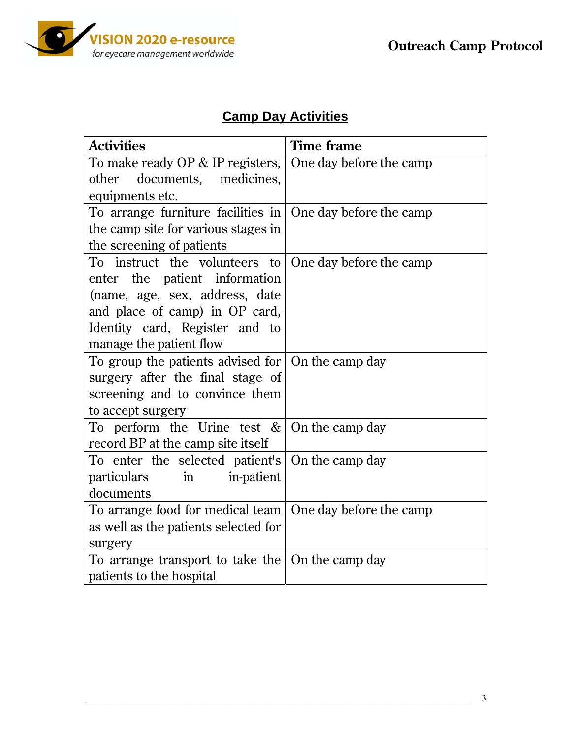## Camp Day Activities

| Activities | Time frame |
|---|---|
| To make ready OP & IP registers, other documents, medicines, equipments etc. | One day before the camp |
| To arrange furniture facilities in the camp site for various stages in the screening of patients | One day before the camp |
| To instruct the volunteers to enter the patient information (name, age, sex, address, date and place of camp) in OP card, Identity card, Register and to manage the patient flow | One day before the camp |
| To group the patients advised for surgery after the final stage of screening and to convince them to accept surgery | On the camp day |
| To perform the Urine test & record BP at the camp site itself | On the camp day |
| To enter the selected patient's particulars in in-patient documents | On the camp day |
| To arrange food for medical team as well as the patients selected for surgery | One day before the camp |
| To arrange transport to take the patients to the hospital | On the camp day |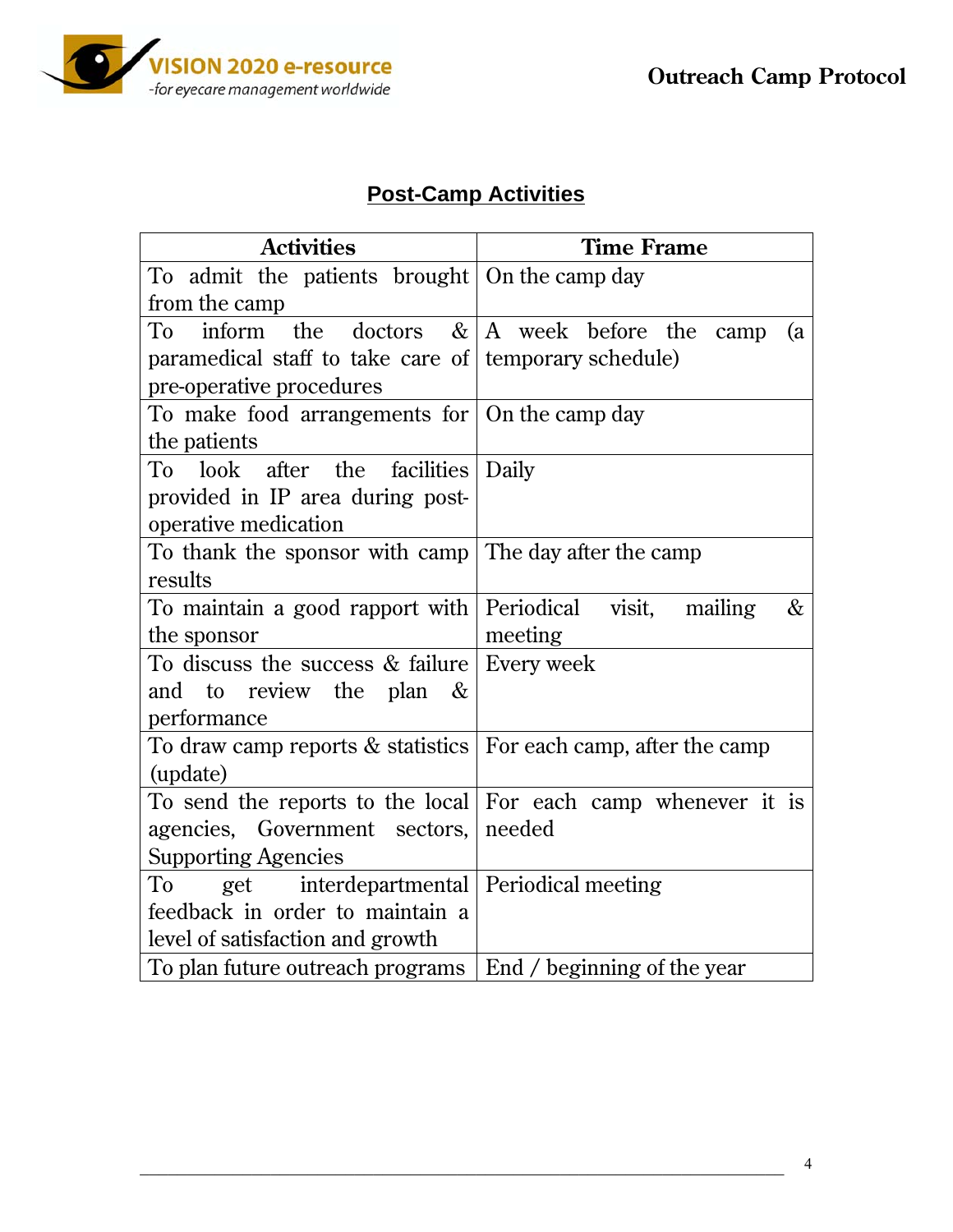## Post-Camp Activities

| Activities | Time Frame |
|---|---|
| To admit the patients brought from the camp | On the camp day |
| To inform the doctors & paramedical staff to take care of pre-operative procedures | A week before the camp (a temporary schedule) |
| To make food arrangements for the patients | On the camp day |
| To look after the facilities provided in IP area during post-operative medication | Daily |
| To thank the sponsor with camp results | The day after the camp |
| To maintain a good rapport with the sponsor | Periodical visit, mailing & meeting |
| To discuss the success & failure and to review the plan & performance | Every week |
| To draw camp reports & statistics (update) | For each camp, after the camp |
| To send the reports to the local agencies, Government sectors, Supporting Agencies | For each camp whenever it is needed |
| To get interdepartmental feedback in order to maintain a level of satisfaction and growth | Periodical meeting |
| To plan future outreach programs | End / beginning of the year |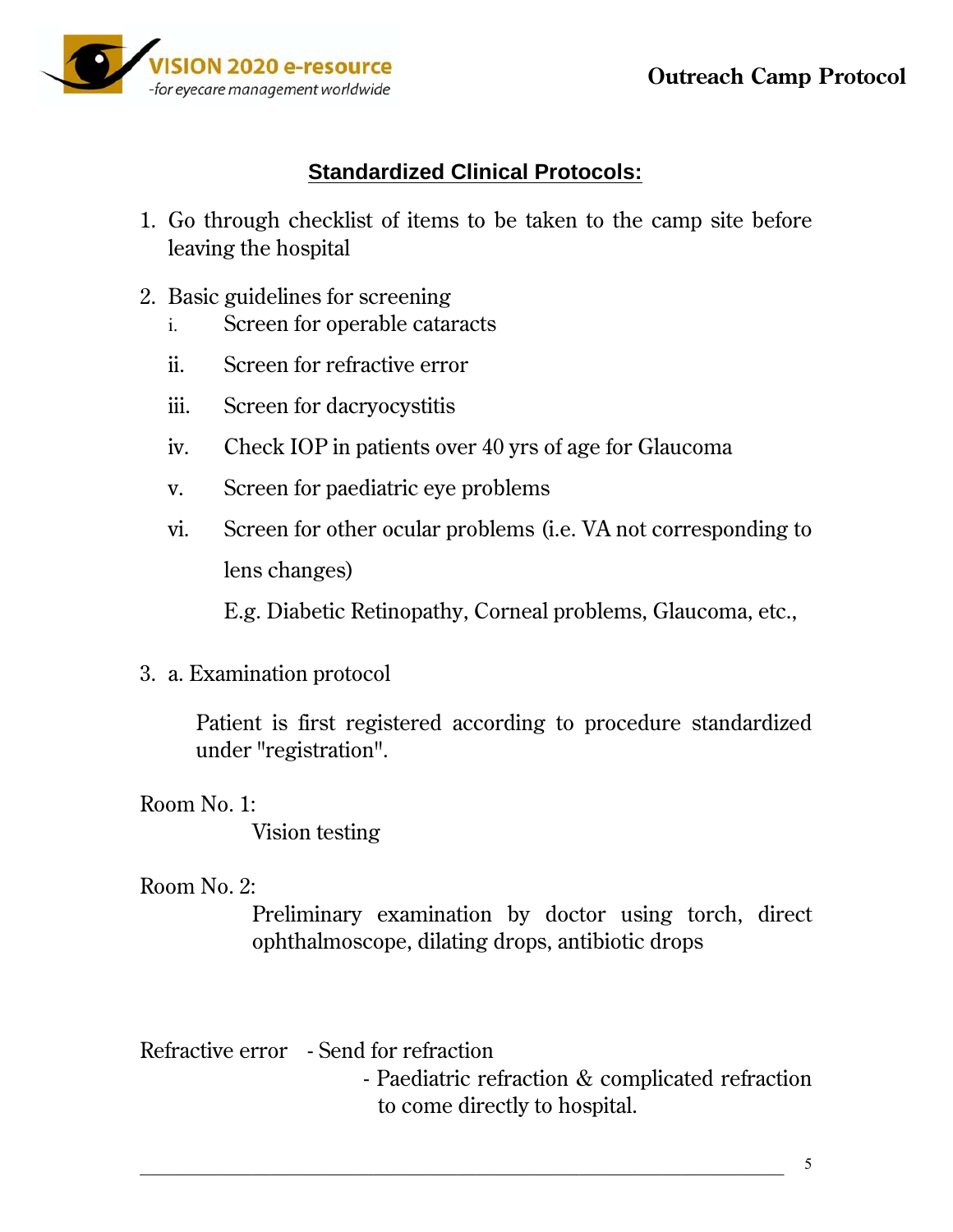## Standardized Clinical Protocols:

1. Go through checklist of items to be taken to the camp site before leaving the hospital

2. Basic guidelines for screening
   - i. Screen for operable cataracts
   - ii. Screen for refractive error
   - iii. Screen for dacryocystitis
   - iv. Check IOP in patients over 40 yrs of age for Glaucoma
   - v. Screen for paediatric eye problems
   - vi. Screen for other ocular problems (i.e. VA not corresponding to lens changes)

     E.g. Diabetic Retinopathy, Corneal problems, Glaucoma, etc.,

3. a. Examination protocol

   Patient is first registered according to procedure standardized under "registration".

Room No. 1:

Vision testing

Room No. 2:

Preliminary examination by doctor using torch, direct ophthalmoscope, dilating drops, antibiotic drops

Refractive error - Send for refraction

- Paediatric refraction & complicated refraction to come directly to hospital.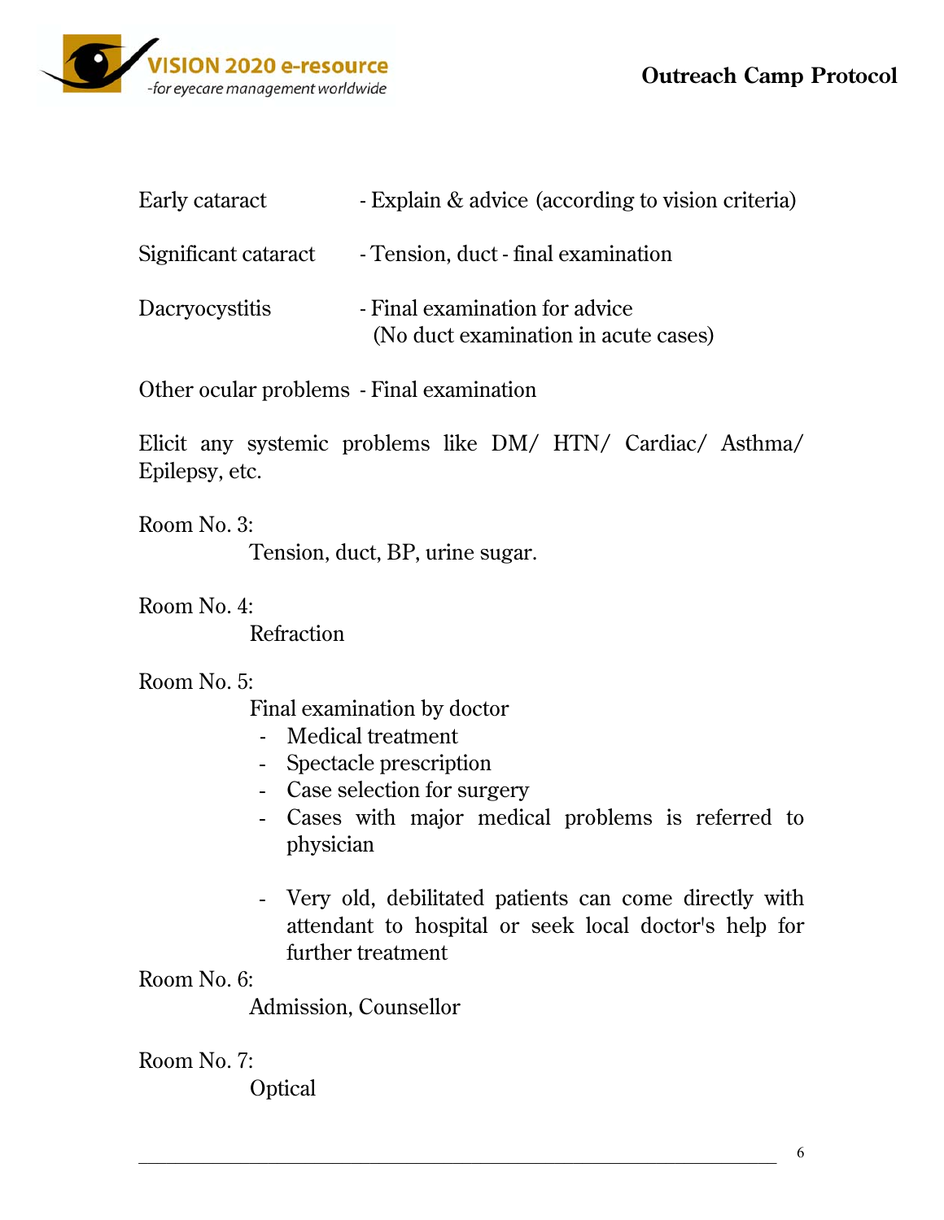| | |
|---|---|
| Early cataract | - Explain & advice (according to vision criteria) |
| Significant cataract | - Tension, duct - final examination |
| Dacryocystitis | - Final examination for advice (No duct examination in acute cases) |
| Other ocular problems | - Final examination |

Elicit any systemic problems like DM/ HTN/ Cardiac/ Asthma/ Epilepsy, etc.

Room No. 3:

Tension, duct, BP, urine sugar.

Room No. 4:

Refraction

Room No. 5:

Final examination by doctor

- Medical treatment
- Spectacle prescription
- Case selection for surgery
- Cases with major medical problems is referred to physician
- Very old, debilitated patients can come directly with attendant to hospital or seek local doctor's help for further treatment

Room No. 6:

Admission, Counsellor

Room No. 7:

Optical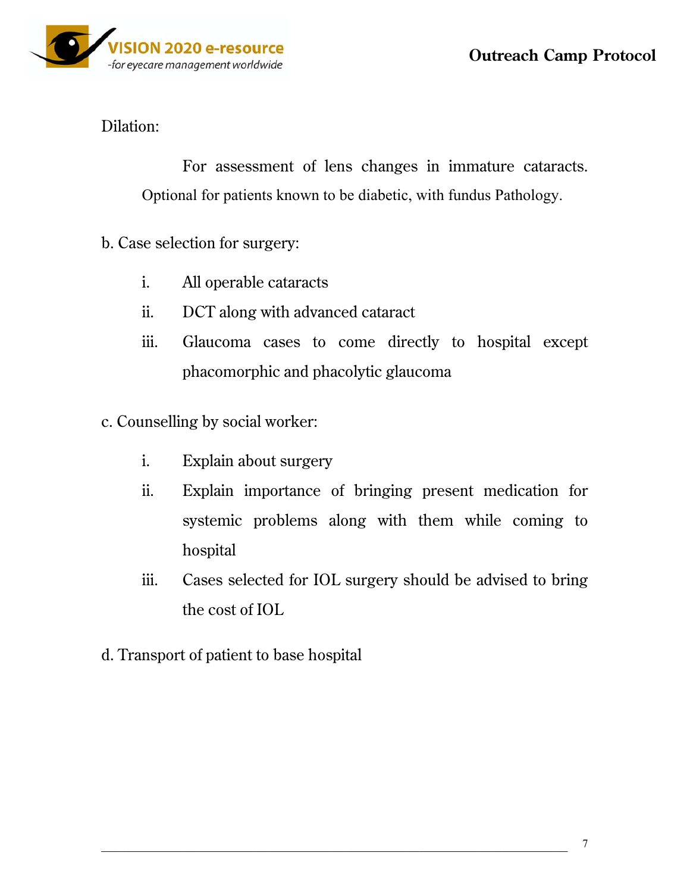Dilation:

For assessment of lens changes in immature cataracts. Optional for patients known to be diabetic, with fundus Pathology.

b. Case selection for surgery:

i. All operable cataracts
ii. DCT along with advanced cataract
iii. Glaucoma cases to come directly to hospital except phacomorphic and phacolytic glaucoma

c. Counselling by social worker:

i. Explain about surgery
ii. Explain importance of bringing present medication for systemic problems along with them while coming to hospital
iii. Cases selected for IOL surgery should be advised to bring the cost of IOL

d. Transport of patient to base hospital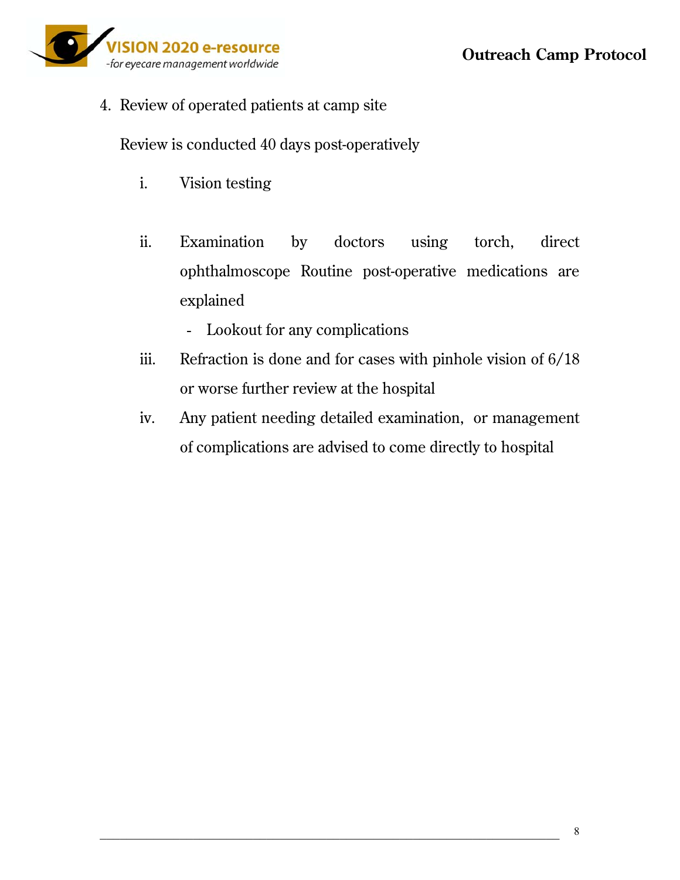4. Review of operated patients at camp site

   Review is conducted 40 days post-operatively

   i. Vision testing

   ii. Examination by doctors using torch, direct ophthalmoscope Routine post-operative medications are explained
      - Lookout for any complications

   iii. Refraction is done and for cases with pinhole vision of 6/18 or worse further review at the hospital

   iv. Any patient needing detailed examination, or management of complications are advised to come directly to hospital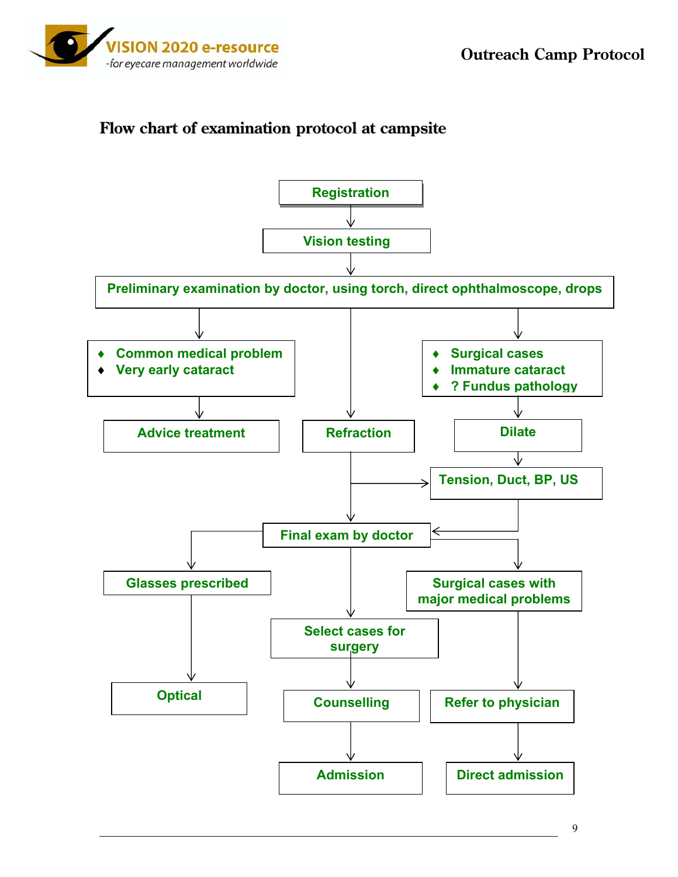## Flow chart of examination protocol at campsite

Registration

Vision testing

Preliminary examination by doctor, using torch, direct ophthalmoscope, drops

- Common medical problem
- Very early cataract

- Surgical cases
- Immature cataract
- ? Fundus pathology

Advice treatment

Refraction

Dilate

Tension, Duct, BP, US

Final exam by doctor

Glasses prescribed

Surgical cases with major medical problems

Select cases for surgery

Optical

Counselling

Refer to physician

Admission

Direct admission